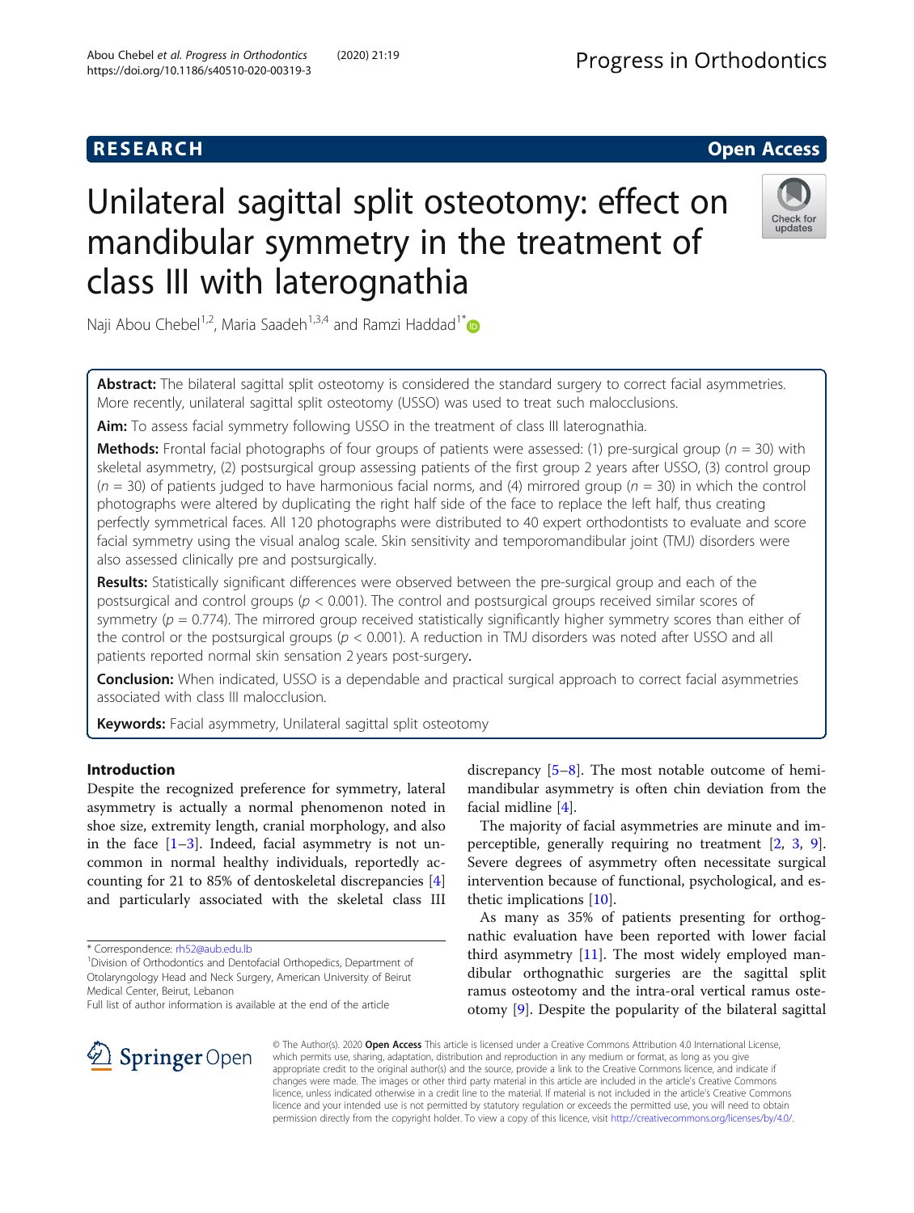**RESEARCH** **Open Access**

# Unilateral sagittal split osteotomy: effect on mandibular symmetry in the treatment of class III with laterognathia

Naji Abou Chebel[1,2], Maria Saadeh[1,3,4] and Ramzi Haddad[1*]

**Abstract:** The bilateral sagittal split osteotomy is considered the standard surgery to correct facial asymmetries. More recently, unilateral sagittal split osteotomy (USSO) was used to treat such malocclusions.

**Aim:** To assess facial symmetry following USSO in the treatment of class III laterognathia.

**Methods:** Frontal facial photographs of four groups of patients were assessed: (1) pre-surgical group ($n$ = 30) with skeletal asymmetry, (2) postsurgical group assessing patients of the first group 2 years after USSO, (3) control group ($n$ = 30) of patients judged to have harmonious facial norms, and (4) mirrored group ($n$ = 30) in which the control photographs were altered by duplicating the right half side of the face to replace the left half, thus creating perfectly symmetrical faces. All 120 photographs were distributed to 40 expert orthodontists to evaluate and score facial symmetry using the visual analog scale. Skin sensitivity and temporomandibular joint (TMJ) disorders were also assessed clinically pre and postsurgically.

**Results:** Statistically significant differences were observed between the pre-surgical group and each of the postsurgical and control groups ($p < 0.001$). The control and postsurgical groups received similar scores of symmetry ($p = 0.774$). The mirrored group received statistically significantly higher symmetry scores than either of the control or the postsurgical groups ($p < 0.001$). A reduction in TMJ disorders was noted after USSO and all patients reported normal skin sensation 2 years post-surgery.

**Conclusion:** When indicated, USSO is a dependable and practical surgical approach to correct facial asymmetries associated with class III malocclusion.

**Keywords:** Facial asymmetry, Unilateral sagittal split osteotomy

## Introduction

Despite the recognized preference for symmetry, lateral asymmetry is actually a normal phenomenon noted in shoe size, extremity length, cranial morphology, and also in the face [1–3]. Indeed, facial asymmetry is not uncommon in normal healthy individuals, reportedly accounting for 21 to 85% of dentoskeletal discrepancies [4] and particularly associated with the skeletal class III discrepancy [5–8]. The most notable outcome of hemimandibular asymmetry is often chin deviation from the facial midline [4].

The majority of facial asymmetries are minute and imperceptible, generally requiring no treatment [2, 3, 9]. Severe degrees of asymmetry often necessitate surgical intervention because of functional, psychological, and esthetic implications [10].

As many as 35% of patients presenting for orthognathic evaluation have been reported with lower facial third asymmetry [11]. The most widely employed mandibular orthognathic surgeries are the sagittal split ramus osteotomy and the intra-oral vertical ramus osteotomy [9]. Despite the popularity of the bilateral sagittal

\* Correspondence: rh52@aub.edu.lb
[1]Division of Orthodontics and Dentofacial Orthopedics, Department of Otolaryngology Head and Neck Surgery, American University of Beirut Medical Center, Beirut, Lebanon
Full list of author information is available at the end of the article

© The Author(s). 2020 **Open Access** This article is licensed under a Creative Commons Attribution 4.0 International License, which permits use, sharing, adaptation, distribution and reproduction in any medium or format, as long as you give appropriate credit to the original author(s) and the source, provide a link to the Creative Commons licence, and indicate if changes were made. The images or other third party material in this article are included in the article's Creative Commons licence, unless indicated otherwise in a credit line to the material. If material is not included in the article's Creative Commons licence and your intended use is not permitted by statutory regulation or exceeds the permitted use, you will need to obtain permission directly from the copyright holder. To view a copy of this licence, visit http://creativecommons.org/licenses/by/4.0/.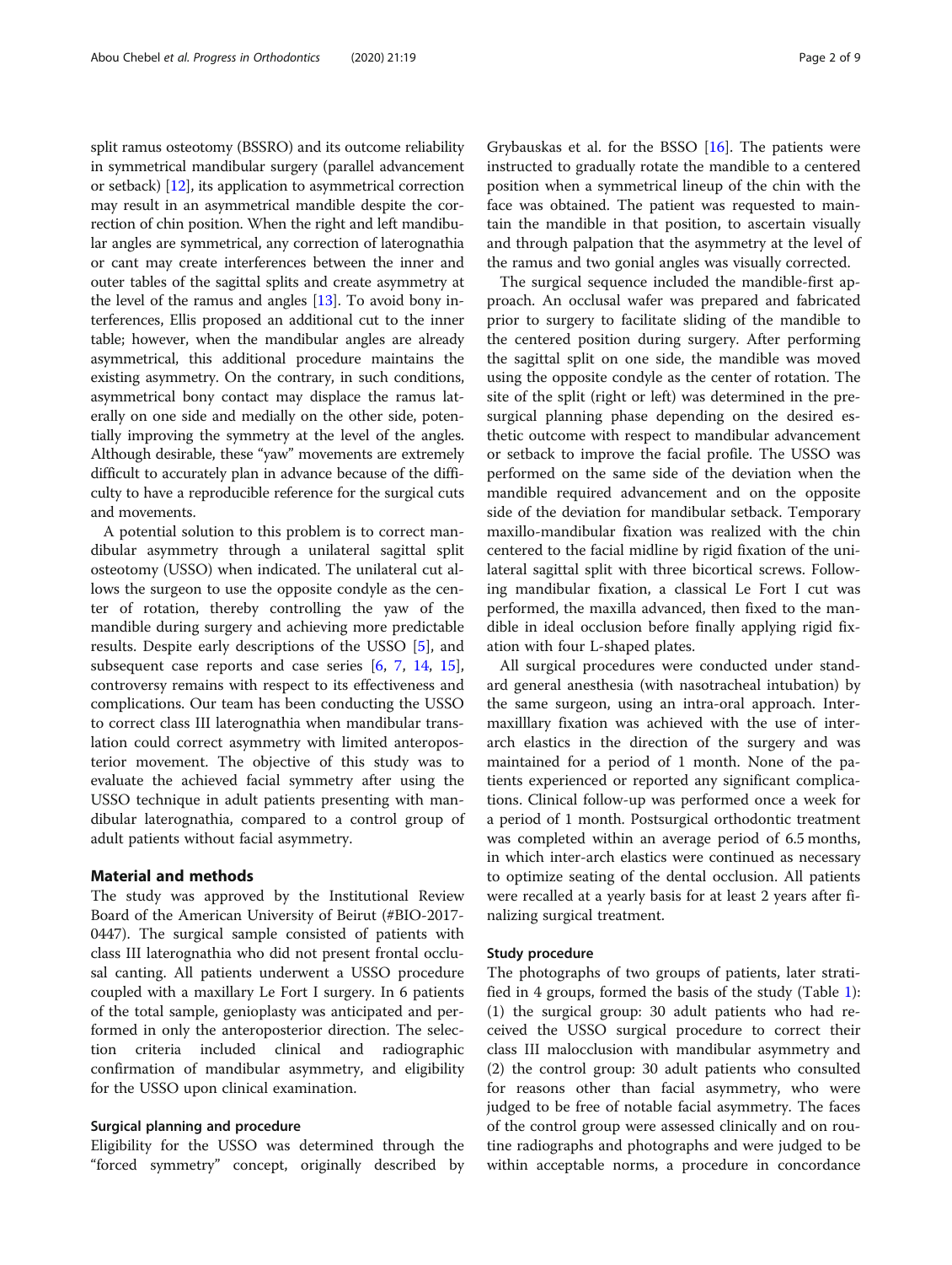split ramus osteotomy (BSSRO) and its outcome reliability in symmetrical mandibular surgery (parallel advancement or setback) [12], its application to asymmetrical correction may result in an asymmetrical mandible despite the correction of chin position. When the right and left mandibular angles are symmetrical, any correction of laterognathia or cant may create interferences between the inner and outer tables of the sagittal splits and create asymmetry at the level of the ramus and angles [13]. To avoid bony interferences, Ellis proposed an additional cut to the inner table; however, when the mandibular angles are already asymmetrical, this additional procedure maintains the existing asymmetry. On the contrary, in such conditions, asymmetrical bony contact may displace the ramus laterally on one side and medially on the other side, potentially improving the symmetry at the level of the angles. Although desirable, these "yaw" movements are extremely difficult to accurately plan in advance because of the difficulty to have a reproducible reference for the surgical cuts and movements.

A potential solution to this problem is to correct mandibular asymmetry through a unilateral sagittal split osteotomy (USSO) when indicated. The unilateral cut allows the surgeon to use the opposite condyle as the center of rotation, thereby controlling the yaw of the mandible during surgery and achieving more predictable results. Despite early descriptions of the USSO [5], and subsequent case reports and case series [6, 7, 14, 15], controversy remains with respect to its effectiveness and complications. Our team has been conducting the USSO to correct class III laterognathia when mandibular translation could correct asymmetry with limited anteroposterior movement. The objective of this study was to evaluate the achieved facial symmetry after using the USSO technique in adult patients presenting with mandibular laterognathia, compared to a control group of adult patients without facial asymmetry.

## Material and methods

The study was approved by the Institutional Review Board of the American University of Beirut (#BIO-2017-0447). The surgical sample consisted of patients with class III laterognathia who did not present frontal occlusal canting. All patients underwent a USSO procedure coupled with a maxillary Le Fort I surgery. In 6 patients of the total sample, genioplasty was anticipated and performed in only the anteroposterior direction. The selection criteria included clinical and radiographic confirmation of mandibular asymmetry, and eligibility for the USSO upon clinical examination.

### Surgical planning and procedure

Eligibility for the USSO was determined through the "forced symmetry" concept, originally described by Grybauskas et al. for the BSSO [16]. The patients were instructed to gradually rotate the mandible to a centered position when a symmetrical lineup of the chin with the face was obtained. The patient was requested to maintain the mandible in that position, to ascertain visually and through palpation that the asymmetry at the level of the ramus and two gonial angles was visually corrected.

The surgical sequence included the mandible-first approach. An occlusal wafer was prepared and fabricated prior to surgery to facilitate sliding of the mandible to the centered position during surgery. After performing the sagittal split on one side, the mandible was moved using the opposite condyle as the center of rotation. The site of the split (right or left) was determined in the presurgical planning phase depending on the desired esthetic outcome with respect to mandibular advancement or setback to improve the facial profile. The USSO was performed on the same side of the deviation when the mandible required advancement and on the opposite side of the deviation for mandibular setback. Temporary maxillo-mandibular fixation was realized with the chin centered to the facial midline by rigid fixation of the unilateral sagittal split with three bicortical screws. Following mandibular fixation, a classical Le Fort I cut was performed, the maxilla advanced, then fixed to the mandible in ideal occlusion before finally applying rigid fixation with four L-shaped plates.

All surgical procedures were conducted under standard general anesthesia (with nasotracheal intubation) by the same surgeon, using an intra-oral approach. Intermaxilllary fixation was achieved with the use of inter-arch elastics in the direction of the surgery and was maintained for a period of 1 month. None of the patients experienced or reported any significant complications. Clinical follow-up was performed once a week for a period of 1 month. Postsurgical orthodontic treatment was completed within an average period of 6.5 months, in which inter-arch elastics were continued as necessary to optimize seating of the dental occlusion. All patients were recalled at a yearly basis for at least 2 years after finalizing surgical treatment.

### Study procedure

The photographs of two groups of patients, later stratified in 4 groups, formed the basis of the study (Table 1): (1) the surgical group: 30 adult patients who had received the USSO surgical procedure to correct their class III malocclusion with mandibular asymmetry and (2) the control group: 30 adult patients who consulted for reasons other than facial asymmetry, who were judged to be free of notable facial asymmetry. The faces of the control group were assessed clinically and on routine radiographs and photographs and were judged to be within acceptable norms, a procedure in concordance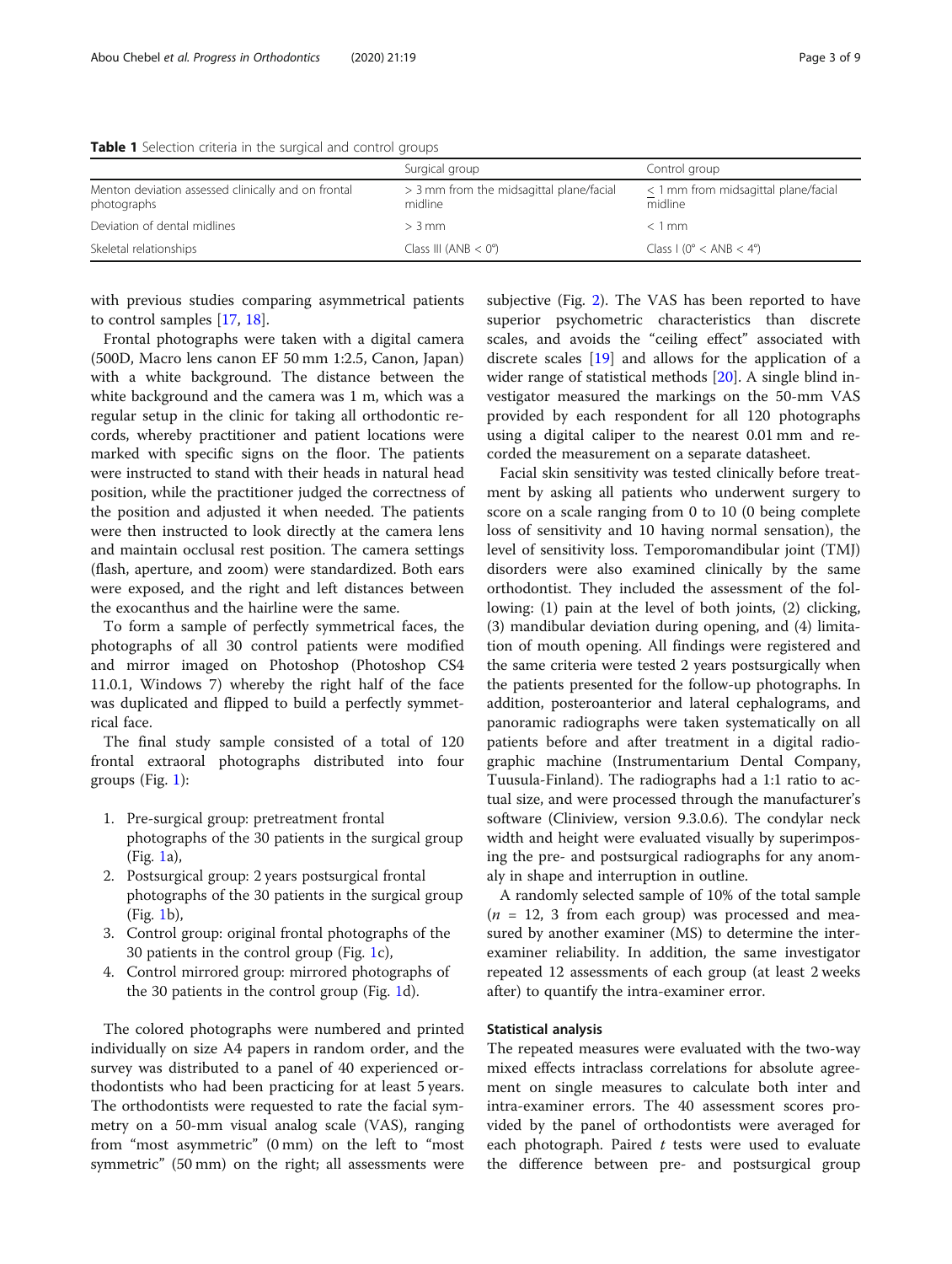**Table 1** Selection criteria in the surgical and control groups

| | Surgical group | Control group |
|---|---|---|
| Menton deviation assessed clinically and on frontal photographs | > 3 mm from the midsagittal plane/facial midline | ≤ 1 mm from midsagittal plane/facial midline |
| Deviation of dental midlines | > 3 mm | < 1 mm |
| Skeletal relationships | Class III (ANB < 0°) | Class I (0° < ANB < 4°) |

with previous studies comparing asymmetrical patients to control samples [17, 18].

Frontal photographs were taken with a digital camera (500D, Macro lens canon EF 50 mm 1:2.5, Canon, Japan) with a white background. The distance between the white background and the camera was 1 m, which was a regular setup in the clinic for taking all orthodontic records, whereby practitioner and patient locations were marked with specific signs on the floor. The patients were instructed to stand with their heads in natural head position, while the practitioner judged the correctness of the position and adjusted it when needed. The patients were then instructed to look directly at the camera lens and maintain occlusal rest position. The camera settings (flash, aperture, and zoom) were standardized. Both ears were exposed, and the right and left distances between the exocanthus and the hairline were the same.

To form a sample of perfectly symmetrical faces, the photographs of all 30 control patients were modified and mirror imaged on Photoshop (Photoshop CS4 11.0.1, Windows 7) whereby the right half of the face was duplicated and flipped to build a perfectly symmetrical face.

The final study sample consisted of a total of 120 frontal extraoral photographs distributed into four groups (Fig. 1):

1. Pre-surgical group: pretreatment frontal photographs of the 30 patients in the surgical group (Fig. 1a),
2. Postsurgical group: 2 years postsurgical frontal photographs of the 30 patients in the surgical group (Fig. 1b),
3. Control group: original frontal photographs of the 30 patients in the control group (Fig. 1c),
4. Control mirrored group: mirrored photographs of the 30 patients in the control group (Fig. 1d).

The colored photographs were numbered and printed individually on size A4 papers in random order, and the survey was distributed to a panel of 40 experienced orthodontists who had been practicing for at least 5 years. The orthodontists were requested to rate the facial symmetry on a 50-mm visual analog scale (VAS), ranging from "most asymmetric" (0 mm) on the left to "most symmetric" (50 mm) on the right; all assessments were subjective (Fig. 2). The VAS has been reported to have superior psychometric characteristics than discrete scales, and avoids the "ceiling effect" associated with discrete scales [19] and allows for the application of a wider range of statistical methods [20]. A single blind investigator measured the markings on the 50-mm VAS provided by each respondent for all 120 photographs using a digital caliper to the nearest 0.01 mm and recorded the measurement on a separate datasheet.

Facial skin sensitivity was tested clinically before treatment by asking all patients who underwent surgery to score on a scale ranging from 0 to 10 (0 being complete loss of sensitivity and 10 having normal sensation), the level of sensitivity loss. Temporomandibular joint (TMJ) disorders were also examined clinically by the same orthodontist. They included the assessment of the following: (1) pain at the level of both joints, (2) clicking, (3) mandibular deviation during opening, and (4) limitation of mouth opening. All findings were registered and the same criteria were tested 2 years postsurgically when the patients presented for the follow-up photographs. In addition, posteroanterior and lateral cephalograms, and panoramic radiographs were taken systematically on all patients before and after treatment in a digital radiographic machine (Instrumentarium Dental Company, Tuusula-Finland). The radiographs had a 1:1 ratio to actual size, and were processed through the manufacturer's software (Cliniview, version 9.3.0.6). The condylar neck width and height were evaluated visually by superimposing the pre- and postsurgical radiographs for any anomaly in shape and interruption in outline.

A randomly selected sample of 10% of the total sample ($n$ = 12, 3 from each group) was processed and measured by another examiner (MS) to determine the inter-examiner reliability. In addition, the same investigator repeated 12 assessments of each group (at least 2 weeks after) to quantify the intra-examiner error.

### Statistical analysis

The repeated measures were evaluated with the two-way mixed effects intraclass correlations for absolute agreement on single measures to calculate both inter and intra-examiner errors. The 40 assessment scores provided by the panel of orthodontists were averaged for each photograph. Paired $t$ tests were used to evaluate the difference between pre- and postsurgical group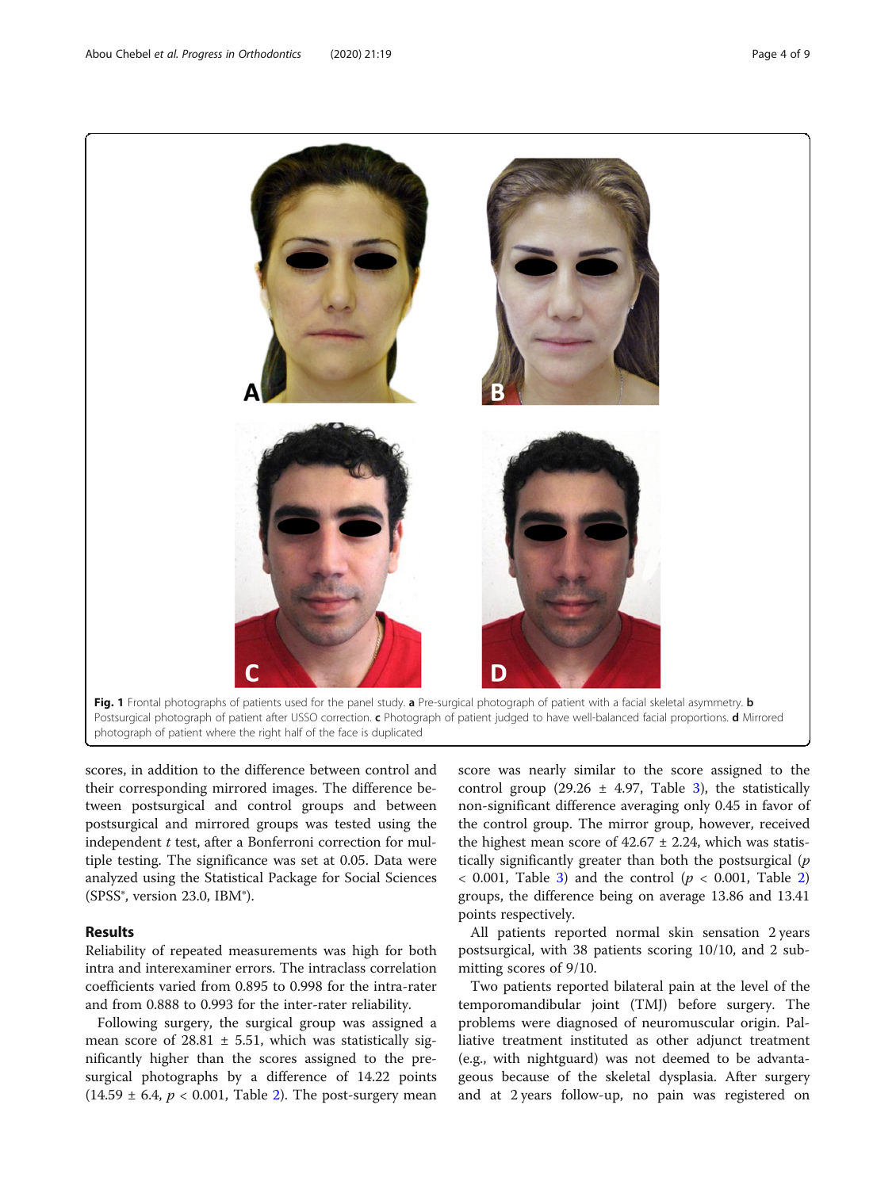Fig. 1 Frontal photographs of patients used for the panel study. **a** Pre-surgical photograph of patient with a facial skeletal asymmetry. **b** Postsurgical photograph of patient after USSO correction. **c** Photograph of patient judged to have well-balanced facial proportions. **d** Mirrored photograph of patient where the right half of the face is duplicated

scores, in addition to the difference between control and their corresponding mirrored images. The difference between postsurgical and control groups and between postsurgical and mirrored groups was tested using the independent *t* test, after a Bonferroni correction for multiple testing. The significance was set at 0.05. Data were analyzed using the Statistical Package for Social Sciences (SPSS®, version 23.0, IBM®).

## Results

Reliability of repeated measurements was high for both intra and interexaminer errors. The intraclass correlation coefficients varied from 0.895 to 0.998 for the intra-rater and from 0.888 to 0.993 for the inter-rater reliability.

Following surgery, the surgical group was assigned a mean score of 28.81 ± 5.51, which was statistically significantly higher than the scores assigned to the pre-surgical photographs by a difference of 14.22 points (14.59 ± 6.4, $p < 0.001$, Table 2). The post-surgery mean score was nearly similar to the score assigned to the control group (29.26 ± 4.97, Table 3), the statistically non-significant difference averaging only 0.45 in favor of the control group. The mirror group, however, received the highest mean score of 42.67 ± 2.24, which was statistically significantly greater than both the postsurgical ($p < 0.001$, Table 3) and the control ($p < 0.001$, Table 2) groups, the difference being on average 13.86 and 13.41 points respectively.

All patients reported normal skin sensation 2 years postsurgical, with 38 patients scoring 10/10, and 2 submitting scores of 9/10.

Two patients reported bilateral pain at the level of the temporomandibular joint (TMJ) before surgery. The problems were diagnosed of neuromuscular origin. Palliative treatment instituted as other adjunct treatment (e.g., with nightguard) was not deemed to be advantageous because of the skeletal dysplasia. After surgery and at 2 years follow-up, no pain was registered on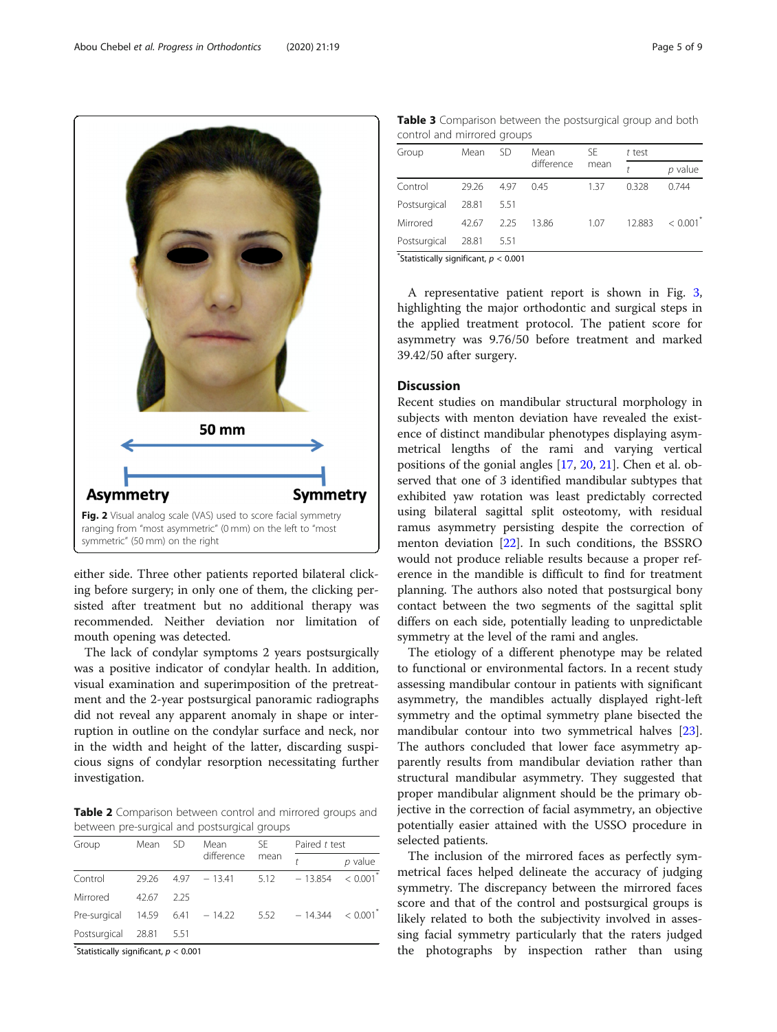Fig. 2 Visual analog scale (VAS) used to score facial symmetry ranging from "most asymmetric" (0 mm) on the left to "most symmetric" (50 mm) on the right

either side. Three other patients reported bilateral clicking before surgery; in only one of them, the clicking persisted after treatment but no additional therapy was recommended. Neither deviation nor limitation of mouth opening was detected.

The lack of condylar symptoms 2 years postsurgically was a positive indicator of condylar health. In addition, visual examination and superimposition of the pretreatment and the 2-year postsurgical panoramic radiographs did not reveal any apparent anomaly in shape or interruption in outline on the condylar surface and neck, nor in the width and height of the latter, discarding suspicious signs of condylar resorption necessitating further investigation.

**Table 2** Comparison between control and mirrored groups and between pre-surgical and postsurgical groups

| Group | Mean | SD | Mean difference | SE mean | Paired *t* test | |
|---|---|---|---|---|---|---|
| | | | | | *t* | *p* value |
| Control | 29.26 | 4.97 | − 13.41 | 5.12 | − 13.854 | < 0.001* |
| Mirrored | 42.67 | 2.25 | | | | |
| Pre-surgical | 14.59 | 6.41 | − 14.22 | 5.52 | − 14.344 | < 0.001* |
| Postsurgical | 28.81 | 5.51 | | | | |

*Statistically significant, $p < 0.001$

**Table 3** Comparison between the postsurgical group and both control and mirrored groups

| Group | Mean | SD | Mean difference | SE mean | *t* test | |
|---|---|---|---|---|---|---|
| | | | | | *t* | *p* value |
| Control | 29.26 | 4.97 | 0.45 | 1.37 | 0.328 | 0.744 |
| Postsurgical | 28.81 | 5.51 | | | | |
| Mirrored | 42.67 | 2.25 | 13.86 | 1.07 | 12.883 | < 0.001* |
| Postsurgical | 28.81 | 5.51 | | | | |

*Statistically significant, $p < 0.001$

A representative patient report is shown in Fig. 3, highlighting the major orthodontic and surgical steps in the applied treatment protocol. The patient score for asymmetry was 9.76/50 before treatment and marked 39.42/50 after surgery.

## Discussion

Recent studies on mandibular structural morphology in subjects with menton deviation have revealed the existence of distinct mandibular phenotypes displaying asymmetrical lengths of the rami and varying vertical positions of the gonial angles [17, 20, 21]. Chen et al. observed that one of 3 identified mandibular subtypes that exhibited yaw rotation was least predictably corrected using bilateral sagittal split osteotomy, with residual ramus asymmetry persisting despite the correction of menton deviation [22]. In such conditions, the BSSRO would not produce reliable results because a proper reference in the mandible is difficult to find for treatment planning. The authors also noted that postsurgical bony contact between the two segments of the sagittal split differs on each side, potentially leading to unpredictable symmetry at the level of the rami and angles.

The etiology of a different phenotype may be related to functional or environmental factors. In a recent study assessing mandibular contour in patients with significant asymmetry, the mandibles actually displayed right-left symmetry and the optimal symmetry plane bisected the mandibular contour into two symmetrical halves [23]. The authors concluded that lower face asymmetry apparently results from mandibular deviation rather than structural mandibular asymmetry. They suggested that proper mandibular alignment should be the primary objective in the correction of facial asymmetry, an objective potentially easier attained with the USSO procedure in selected patients.

The inclusion of the mirrored faces as perfectly symmetrical faces helped delineate the accuracy of judging symmetry. The discrepancy between the mirrored faces score and that of the control and postsurgical groups is likely related to both the subjectivity involved in assessing facial symmetry particularly that the raters judged the photographs by inspection rather than using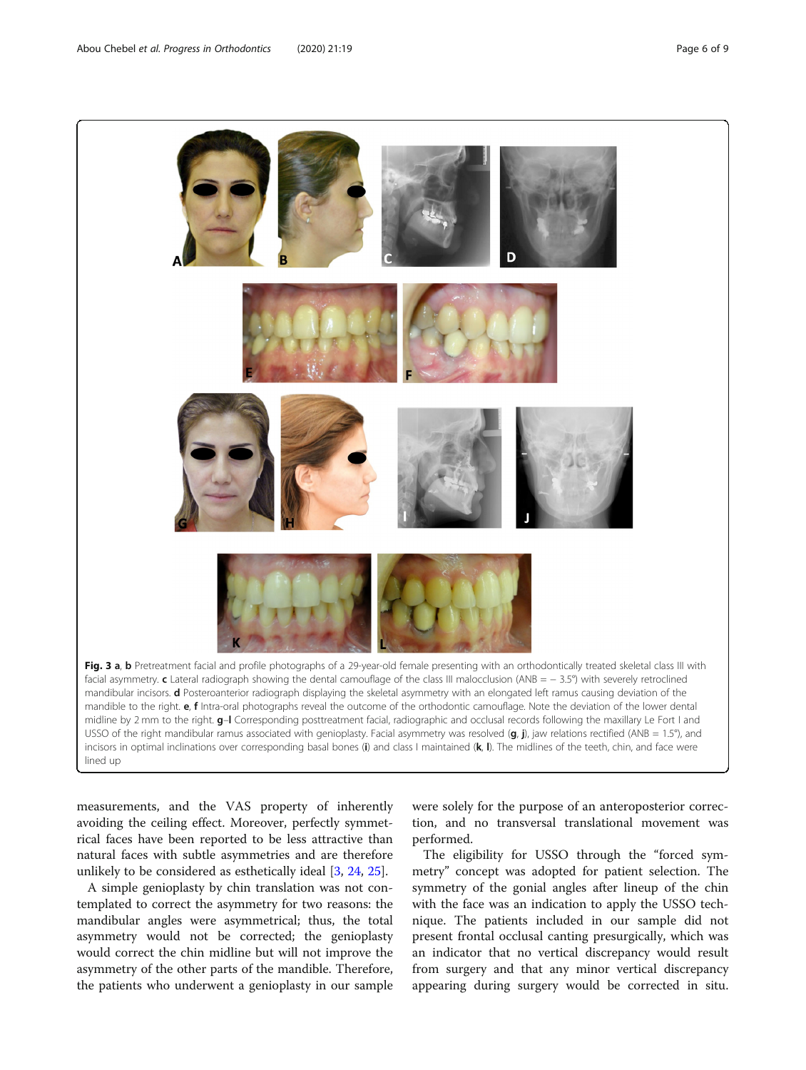**Fig. 3** **a**, **b** Pretreatment facial and profile photographs of a 29-year-old female presenting with an orthodontically treated skeletal class III with facial asymmetry. **c** Lateral radiograph showing the dental camouflage of the class III malocclusion (ANB = − 3.5°) with severely retroclined mandibular incisors. **d** Posteroanterior radiograph displaying the skeletal asymmetry with an elongated left ramus causing deviation of the mandible to the right. **e**, **f** Intra-oral photographs reveal the outcome of the orthodontic camouflage. Note the deviation of the lower dental midline by 2 mm to the right. **g**–**l** Corresponding posttreatment facial, radiographic and occlusal records following the maxillary Le Fort I and USSO of the right mandibular ramus associated with genioplasty. Facial asymmetry was resolved (**g**, **j**), jaw relations rectified (ANB = 1.5°), and incisors in optimal inclinations over corresponding basal bones (**i**) and class I maintained (**k**, **l**). The midlines of the teeth, chin, and face were lined up

measurements, and the VAS property of inherently avoiding the ceiling effect. Moreover, perfectly symmetrical faces have been reported to be less attractive than natural faces with subtle asymmetries and are therefore unlikely to be considered as esthetically ideal [3, 24, 25].

A simple genioplasty by chin translation was not contemplated to correct the asymmetry for two reasons: the mandibular angles were asymmetrical; thus, the total asymmetry would not be corrected; the genioplasty would correct the chin midline but will not improve the asymmetry of the other parts of the mandible. Therefore, the patients who underwent a genioplasty in our sample were solely for the purpose of an anteroposterior correction, and no transversal translational movement was performed.

The eligibility for USSO through the "forced symmetry" concept was adopted for patient selection. The symmetry of the gonial angles after lineup of the chin with the face was an indication to apply the USSO technique. The patients included in our sample did not present frontal occlusal canting presurgically, which was an indicator that no vertical discrepancy would result from surgery and that any minor vertical discrepancy appearing during surgery would be corrected in situ.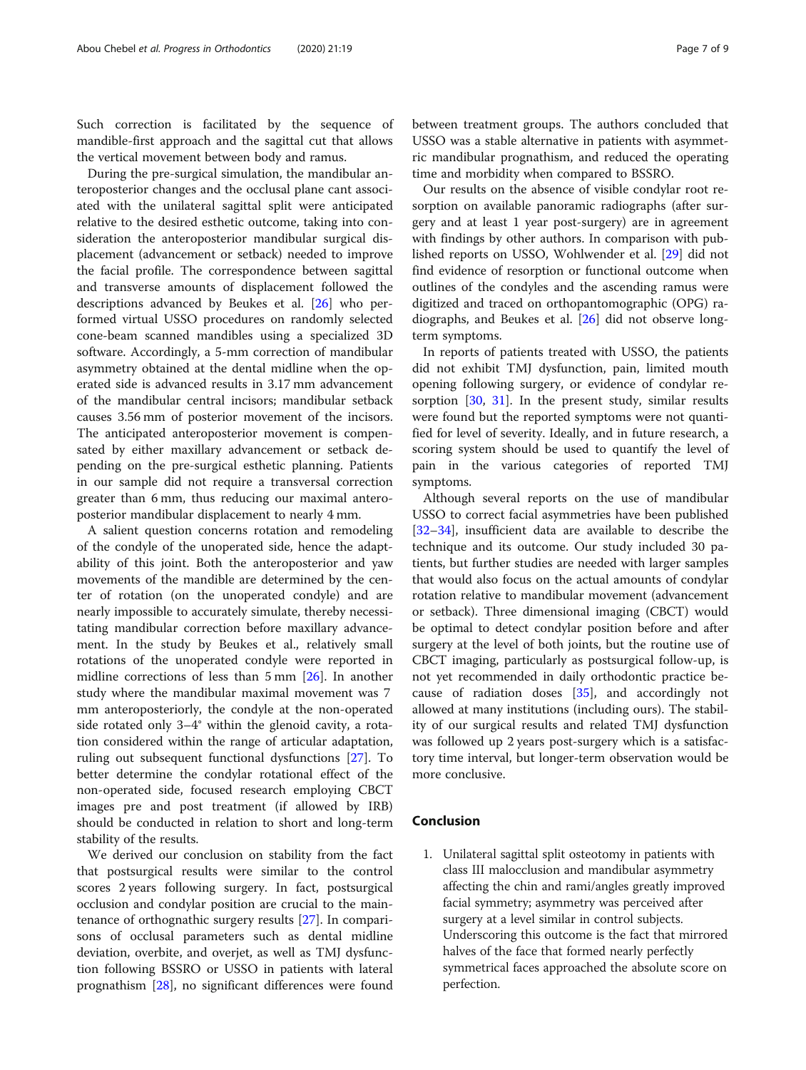Such correction is facilitated by the sequence of mandible-first approach and the sagittal cut that allows the vertical movement between body and ramus.

During the pre-surgical simulation, the mandibular anteroposterior changes and the occlusal plane cant associated with the unilateral sagittal split were anticipated relative to the desired esthetic outcome, taking into consideration the anteroposterior mandibular surgical displacement (advancement or setback) needed to improve the facial profile. The correspondence between sagittal and transverse amounts of displacement followed the descriptions advanced by Beukes et al. [26] who performed virtual USSO procedures on randomly selected cone-beam scanned mandibles using a specialized 3D software. Accordingly, a 5-mm correction of mandibular asymmetry obtained at the dental midline when the operated side is advanced results in 3.17 mm advancement of the mandibular central incisors; mandibular setback causes 3.56 mm of posterior movement of the incisors. The anticipated anteroposterior movement is compensated by either maxillary advancement or setback depending on the pre-surgical esthetic planning. Patients in our sample did not require a transversal correction greater than 6 mm, thus reducing our maximal anteroposterior mandibular displacement to nearly 4 mm.

A salient question concerns rotation and remodeling of the condyle of the unoperated side, hence the adaptability of this joint. Both the anteroposterior and yaw movements of the mandible are determined by the center of rotation (on the unoperated condyle) and are nearly impossible to accurately simulate, thereby necessitating mandibular correction before maxillary advancement. In the study by Beukes et al., relatively small rotations of the unoperated condyle were reported in midline corrections of less than 5 mm [26]. In another study where the mandibular maximal movement was 7 mm anteroposteriorly, the condyle at the non-operated side rotated only 3–4° within the glenoid cavity, a rotation considered within the range of articular adaptation, ruling out subsequent functional dysfunctions [27]. To better determine the condylar rotational effect of the non-operated side, focused research employing CBCT images pre and post treatment (if allowed by IRB) should be conducted in relation to short and long-term stability of the results.

We derived our conclusion on stability from the fact that postsurgical results were similar to the control scores 2 years following surgery. In fact, postsurgical occlusion and condylar position are crucial to the maintenance of orthognathic surgery results [27]. In comparisons of occlusal parameters such as dental midline deviation, overbite, and overjet, as well as TMJ dysfunction following BSSRO or USSO in patients with lateral prognathism [28], no significant differences were found between treatment groups. The authors concluded that USSO was a stable alternative in patients with asymmetric mandibular prognathism, and reduced the operating time and morbidity when compared to BSSRO.

Our results on the absence of visible condylar root resorption on available panoramic radiographs (after surgery and at least 1 year post-surgery) are in agreement with findings by other authors. In comparison with published reports on USSO, Wohlwender et al. [29] did not find evidence of resorption or functional outcome when outlines of the condyles and the ascending ramus were digitized and traced on orthopantomographic (OPG) radiographs, and Beukes et al. [26] did not observe long-term symptoms.

In reports of patients treated with USSO, the patients did not exhibit TMJ dysfunction, pain, limited mouth opening following surgery, or evidence of condylar resorption [30, 31]. In the present study, similar results were found but the reported symptoms were not quantified for level of severity. Ideally, and in future research, a scoring system should be used to quantify the level of pain in the various categories of reported TMJ symptoms.

Although several reports on the use of mandibular USSO to correct facial asymmetries have been published [32–34], insufficient data are available to describe the technique and its outcome. Our study included 30 patients, but further studies are needed with larger samples that would also focus on the actual amounts of condylar rotation relative to mandibular movement (advancement or setback). Three dimensional imaging (CBCT) would be optimal to detect condylar position before and after surgery at the level of both joints, but the routine use of CBCT imaging, particularly as postsurgical follow-up, is not yet recommended in daily orthodontic practice because of radiation doses [35], and accordingly not allowed at many institutions (including ours). The stability of our surgical results and related TMJ dysfunction was followed up 2 years post-surgery which is a satisfactory time interval, but longer-term observation would be more conclusive.

## Conclusion

1. Unilateral sagittal split osteotomy in patients with class III malocclusion and mandibular asymmetry affecting the chin and rami/angles greatly improved facial symmetry; asymmetry was perceived after surgery at a level similar in control subjects. Underscoring this outcome is the fact that mirrored halves of the face that formed nearly perfectly symmetrical faces approached the absolute score on perfection.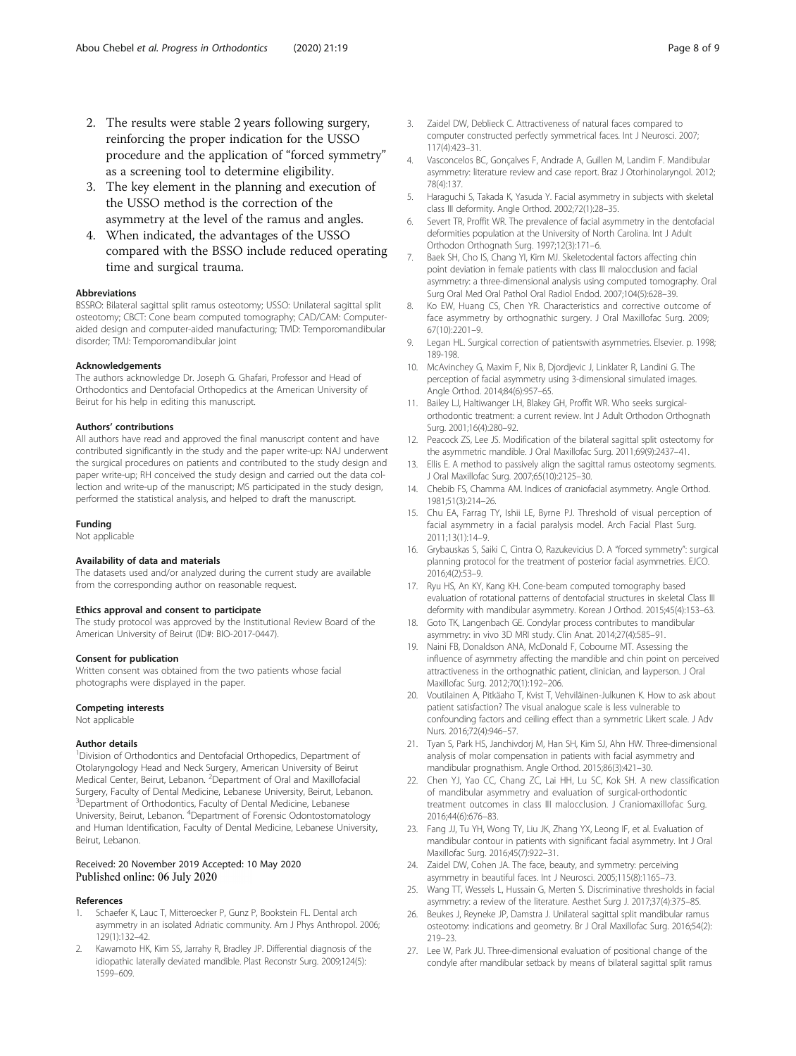2. The results were stable 2 years following surgery, reinforcing the proper indication for the USSO procedure and the application of "forced symmetry" as a screening tool to determine eligibility.
3. The key element in the planning and execution of the USSO method is the correction of the asymmetry at the level of the ramus and angles.
4. When indicated, the advantages of the USSO compared with the BSSO include reduced operating time and surgical trauma.

#### Abbreviations

BSSRO: Bilateral sagittal split ramus osteotomy; USSO: Unilateral sagittal split osteotomy; CBCT: Cone beam computed tomography; CAD/CAM: Computer-aided design and computer-aided manufacturing; TMD: Temporomandibular disorder; TMJ: Temporomandibular joint

#### Acknowledgements

The authors acknowledge Dr. Joseph G. Ghafari, Professor and Head of Orthodontics and Dentofacial Orthopedics at the American University of Beirut for his help in editing this manuscript.

#### Authors' contributions

All authors have read and approved the final manuscript content and have contributed significantly in the study and the paper write-up: NAJ underwent the surgical procedures on patients and contributed to the study design and paper write-up; RH conceived the study design and carried out the data collection and write-up of the manuscript; MS participated in the study design, performed the statistical analysis, and helped to draft the manuscript.

#### Funding

Not applicable

#### Availability of data and materials

The datasets used and/or analyzed during the current study are available from the corresponding author on reasonable request.

#### Ethics approval and consent to participate

The study protocol was approved by the Institutional Review Board of the American University of Beirut (ID#: BIO-2017-0447).

#### Consent for publication

Written consent was obtained from the two patients whose facial photographs were displayed in the paper.

#### Competing interests

Not applicable

#### Author details

[1]Division of Orthodontics and Dentofacial Orthopedics, Department of Otolaryngology Head and Neck Surgery, American University of Beirut Medical Center, Beirut, Lebanon. [2]Department of Oral and Maxillofacial Surgery, Faculty of Dental Medicine, Lebanese University, Beirut, Lebanon. [3]Department of Orthodontics, Faculty of Dental Medicine, Lebanese University, Beirut, Lebanon. [4]Department of Forensic Odontostomatology and Human Identification, Faculty of Dental Medicine, Lebanese University, Beirut, Lebanon.

Received: 20 November 2019 Accepted: 10 May 2020
Published online: 06 July 2020

#### References

1. Schaefer K, Lauc T, Mitteroecker P, Gunz P, Bookstein FL. Dental arch asymmetry in an isolated Adriatic community. Am J Phys Anthropol. 2006; 129(1):132–42.
2. Kawamoto HK, Kim SS, Jarrahy R, Bradley JP. Differential diagnosis of the idiopathic laterally deviated mandible. Plast Reconstr Surg. 2009;124(5): 1599–609.
3. Zaidel DW, Deblieck C. Attractiveness of natural faces compared to computer constructed perfectly symmetrical faces. Int J Neurosci. 2007; 117(4):423–31.
4. Vasconcelos BC, Gonçalves F, Andrade A, Guillen M, Landim F. Mandibular asymmetry: literature review and case report. Braz J Otorhinolaryngol. 2012; 78(4):137.
5. Haraguchi S, Takada K, Yasuda Y. Facial asymmetry in subjects with skeletal class III deformity. Angle Orthod. 2002;72(1):28–35.
6. Severt TR, Proffit WR. The prevalence of facial asymmetry in the dentofacial deformities population at the University of North Carolina. Int J Adult Orthodon Orthognath Surg. 1997;12(3):171–6.
7. Baek SH, Cho IS, Chang YI, Kim MJ. Skeletodental factors affecting chin point deviation in female patients with class III malocclusion and facial asymmetry: a three-dimensional analysis using computed tomography. Oral Surg Oral Med Oral Pathol Oral Radiol Endod. 2007;104(5):628–39.
8. Ko EW, Huang CS, Chen YR. Characteristics and corrective outcome of face asymmetry by orthognathic surgery. J Oral Maxillofac Surg. 2009; 67(10):2201–9.
9. Legan HL. Surgical correction of patientswith asymmetries. Elsevier. p. 1998; 189-198.
10. McAvinchey G, Maxim F, Nix B, Djordjevic J, Linklater R, Landini G. The perception of facial asymmetry using 3-dimensional simulated images. Angle Orthod. 2014;84(6):957–65.
11. Bailey LJ, Haltiwanger LH, Blakey GH, Proffit WR. Who seeks surgical-orthodontic treatment: a current review. Int J Adult Orthodon Orthognath Surg. 2001;16(4):280–92.
12. Peacock ZS, Lee JS. Modification of the bilateral sagittal split osteotomy for the asymmetric mandible. J Oral Maxillofac Surg. 2011;69(9):2437–41.
13. Ellis E. A method to passively align the sagittal ramus osteotomy segments. J Oral Maxillofac Surg. 2007;65(10):2125–30.
14. Chebib FS, Chamma AM. Indices of craniofacial asymmetry. Angle Orthod. 1981;51(3):214–26.
15. Chu EA, Farrag TY, Ishii LE, Byrne PJ. Threshold of visual perception of facial asymmetry in a facial paralysis model. Arch Facial Plast Surg. 2011;13(1):14–9.
16. Grybauskas S, Saiki C, Cintra O, Razukevicius D. A "forced symmetry": surgical planning protocol for the treatment of posterior facial asymmetries. EJCO. 2016;4(2):53–9.
17. Ryu HS, An KY, Kang KH. Cone-beam computed tomography based evaluation of rotational patterns of dentofacial structures in skeletal Class III deformity with mandibular asymmetry. Korean J Orthod. 2015;45(4):153–63.
18. Goto TK, Langenbach GE. Condylar process contributes to mandibular asymmetry: in vivo 3D MRI study. Clin Anat. 2014;27(4):585–91.
19. Naini FB, Donaldson ANA, McDonald F, Cobourne MT. Assessing the influence of asymmetry affecting the mandible and chin point on perceived attractiveness in the orthognathic patient, clinician, and layperson. J Oral Maxillofac Surg. 2012;70(1):192–206.
20. Voutilainen A, Pitkäaho T, Kvist T, Vehviläinen-Julkunen K. How to ask about patient satisfaction? The visual analogue scale is less vulnerable to confounding factors and ceiling effect than a symmetric Likert scale. J Adv Nurs. 2016;72(4):946–57.
21. Tyan S, Park HS, Janchivdorj M, Han SH, Kim SJ, Ahn HW. Three-dimensional analysis of molar compensation in patients with facial asymmetry and mandibular prognathism. Angle Orthod. 2015;86(3):421–30.
22. Chen YJ, Yao CC, Chang ZC, Lai HH, Lu SC, Kok SH. A new classification of mandibular asymmetry and evaluation of surgical-orthodontic treatment outcomes in class III malocclusion. J Craniomaxillofac Surg. 2016;44(6):676–83.
23. Fang JJ, Tu YH, Wong TY, Liu JK, Zhang YX, Leong IF, et al. Evaluation of mandibular contour in patients with significant facial asymmetry. Int J Oral Maxillofac Surg. 2016;45(7):922–31.
24. Zaidel DW, Cohen JA. The face, beauty, and symmetry: perceiving asymmetry in beautiful faces. Int J Neurosci. 2005;115(8):1165–73.
25. Wang TT, Wessels L, Hussain G, Merten S. Discriminative thresholds in facial asymmetry: a review of the literature. Aesthet Surg J. 2017;37(4):375–85.
26. Beukes J, Reyneke JP, Damstra J. Unilateral sagittal split mandibular ramus osteotomy: indications and geometry. Br J Oral Maxillofac Surg. 2016;54(2): 219–23.
27. Lee W, Park JU. Three-dimensional evaluation of positional change of the condyle after mandibular setback by means of bilateral sagittal split ramus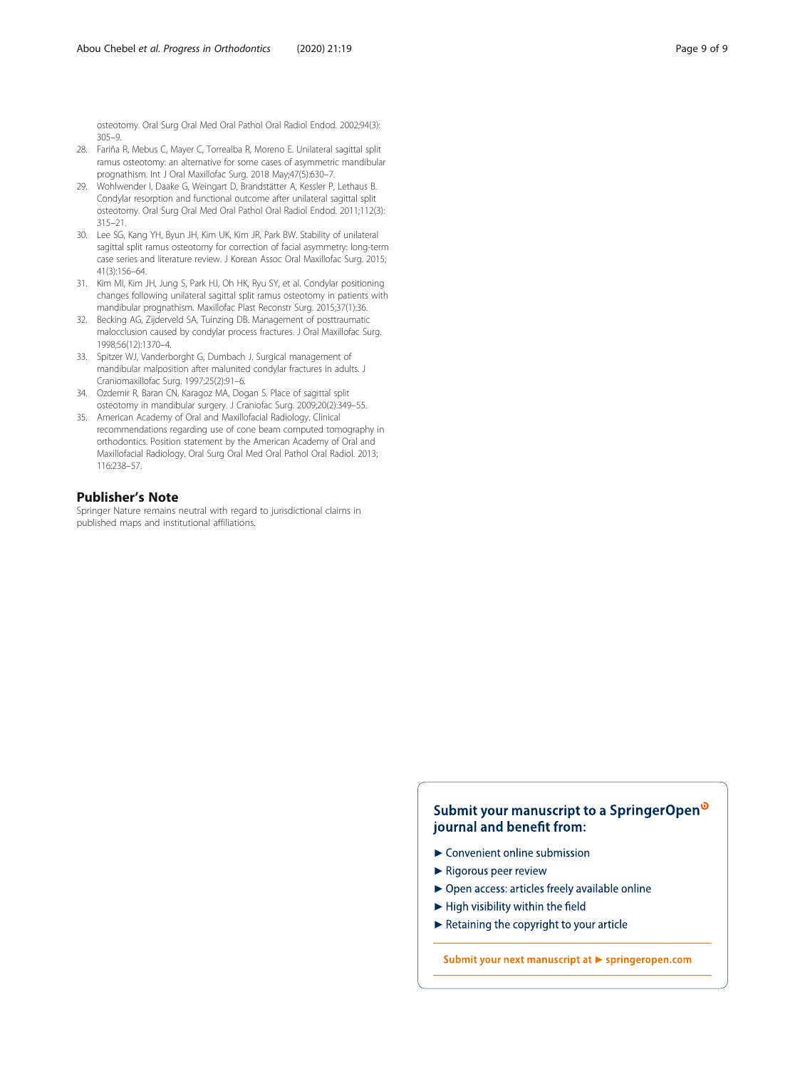osteotomy. Oral Surg Oral Med Oral Pathol Oral Radiol Endod. 2002;94(3): 305–9.

28. Fariña R, Mebus C, Mayer C, Torrealba R, Moreno E. Unilateral sagittal split ramus osteotomy: an alternative for some cases of asymmetric mandibular prognathism. Int J Oral Maxillofac Surg. 2018 May;47(5):630–7.
29. Wohlwender I, Daake G, Weingart D, Brandstätter A, Kessler P, Lethaus B. Condylar resorption and functional outcome after unilateral sagittal split osteotomy. Oral Surg Oral Med Oral Pathol Oral Radiol Endod. 2011;112(3): 315–21.
30. Lee SG, Kang YH, Byun JH, Kim UK, Kim JR, Park BW. Stability of unilateral sagittal split ramus osteotomy for correction of facial asymmetry: long-term case series and literature review. J Korean Assoc Oral Maxillofac Surg. 2015; 41(3):156–64.
31. Kim MI, Kim JH, Jung S, Park HJ, Oh HK, Ryu SY, et al. Condylar positioning changes following unilateral sagittal split ramus osteotomy in patients with mandibular prognathism. Maxillofac Plast Reconstr Surg. 2015;37(1):36.
32. Becking AG, Zijderveld SA, Tuinzing DB. Management of posttraumatic malocclusion caused by condylar process fractures. J Oral Maxillofac Surg. 1998;56(12):1370–4.
33. Spitzer WJ, Vanderborght G, Dumbach J. Surgical management of mandibular malposition after malunited condylar fractures in adults. J Craniomaxillofac Surg. 1997;25(2):91–6.
34. Ozdemir R, Baran CN, Karagoz MA, Dogan S. Place of sagittal split osteotomy in mandibular surgery. J Craniofac Surg. 2009;20(2):349–55.
35. American Academy of Oral and Maxillofacial Radiology. Clinical recommendations regarding use of cone beam computed tomography in orthodontics. Position statement by the American Academy of Oral and Maxillofacial Radiology. Oral Surg Oral Med Oral Pathol Oral Radiol. 2013; 116:238–57.

## Publisher's Note

Springer Nature remains neutral with regard to jurisdictional claims in published maps and institutional affiliations.

**Submit your manuscript to a SpringerOpen journal and benefit from:**

- ► Convenient online submission
- ► Rigorous peer review
- ► Open access: articles freely available online
- ► High visibility within the field
- ► Retaining the copyright to your article

**Submit your next manuscript at ► springeropen.com**